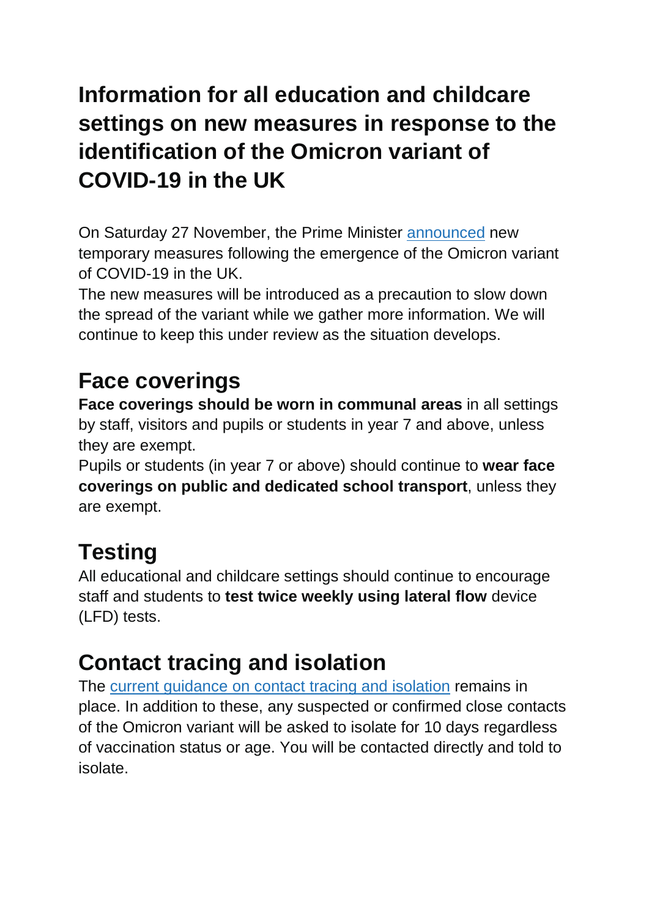# Information for all education and childcare settings on new measures in response to the identification of the Omicron variant of COVID-19 in the UK

On Saturday 27 November, the Prime Minister announced new temporary measures following the emergence of the Omicron variant of COVID-19 in the UK.

The new measures will be introduced as a precaution to slow down the spread of the variant while we gather more information. We will continue to keep this under review as the situation develops.

## Face coverings

**Face coverings should be worn in communal areas** in all settings by staff, visitors and pupils or students in year 7 and above, unless they are exempt.

Pupils or students (in year 7 or above) should continue to **wear face coverings on public and dedicated school transport**, unless they are exempt.

## Testing

All educational and childcare settings should continue to encourage staff and students to **test twice weekly using lateral flow** device (LFD) tests.

## Contact tracing and isolation

The current guidance on contact tracing and isolation remains in place. In addition to these, any suspected or confirmed close contacts of the Omicron variant will be asked to isolate for 10 days regardless of vaccination status or age. You will be contacted directly and told to isolate.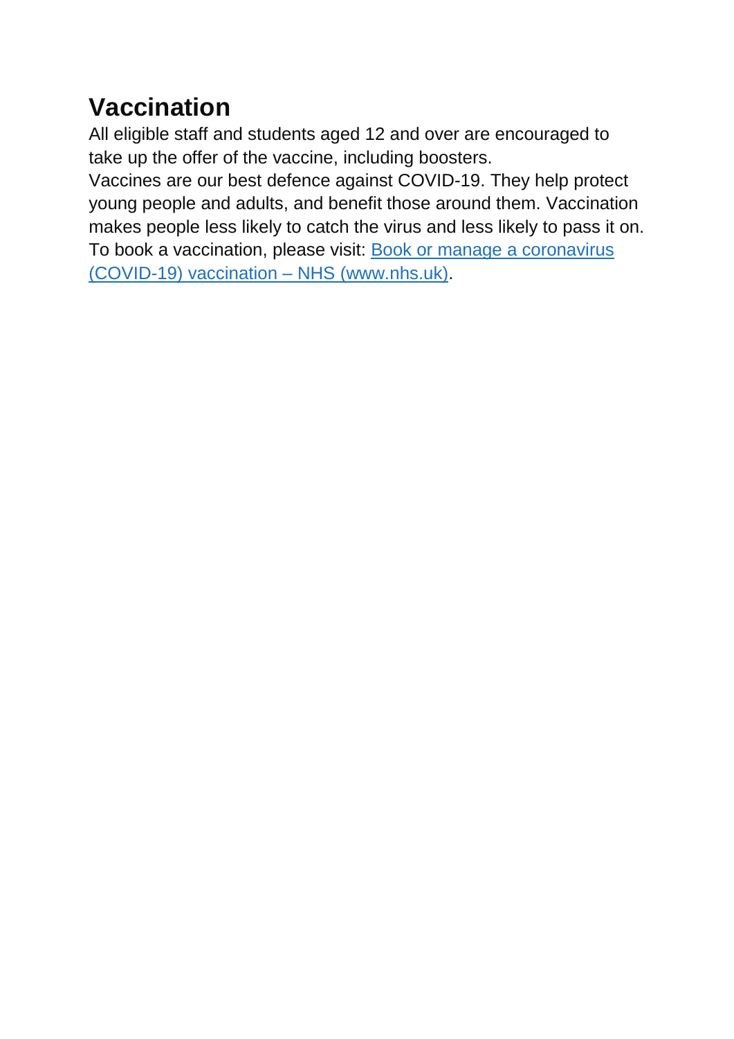## Vaccination

All eligible staff and students aged 12 and over are encouraged to take up the offer of the vaccine, including boosters.

Vaccines are our best defence against COVID-19. They help protect young people and adults, and benefit those around them. Vaccination makes people less likely to catch the virus and less likely to pass it on.

To book a vaccination, please visit: Book or manage a coronavirus (COVID-19) vaccination – NHS (www.nhs.uk).